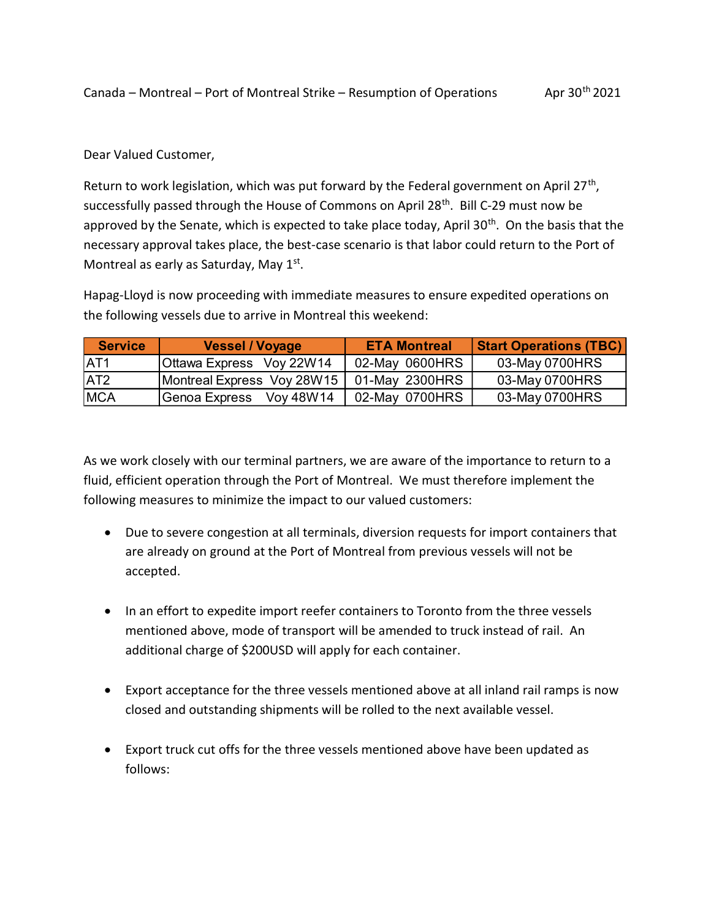Canada – Montreal – Port of Montreal Strike – Resumption of Operations Apr 30th 2021

Dear Valued Customer,

Return to work legislation, which was put forward by the Federal government on April 27th, successfully passed through the House of Commons on April 28th. Bill C-29 must now be approved by the Senate, which is expected to take place today, April 30th. On the basis that the necessary approval takes place, the best-case scenario is that labor could return to the Port of Montreal as early as Saturday, May 1st.

Hapag-Lloyd is now proceeding with immediate measures to ensure expedited operations on the following vessels due to arrive in Montreal this weekend:

| Service | Vessel / Voyage | ETA Montreal | Start Operations (TBC) |
|---|---|---|---|
| AT1 | Ottawa Express Voy 22W14 | 02-May 0600HRS | 03-May 0700HRS |
| AT2 | Montreal Express Voy 28W15 | 01-May 2300HRS | 03-May 0700HRS |
| MCA | Genoa Express Voy 48W14 | 02-May 0700HRS | 03-May 0700HRS |

As we work closely with our terminal partners, we are aware of the importance to return to a fluid, efficient operation through the Port of Montreal. We must therefore implement the following measures to minimize the impact to our valued customers:

- Due to severe congestion at all terminals, diversion requests for import containers that are already on ground at the Port of Montreal from previous vessels will not be accepted.
- In an effort to expedite import reefer containers to Toronto from the three vessels mentioned above, mode of transport will be amended to truck instead of rail. An additional charge of $200USD will apply for each container.
- Export acceptance for the three vessels mentioned above at all inland rail ramps is now closed and outstanding shipments will be rolled to the next available vessel.
- Export truck cut offs for the three vessels mentioned above have been updated as follows: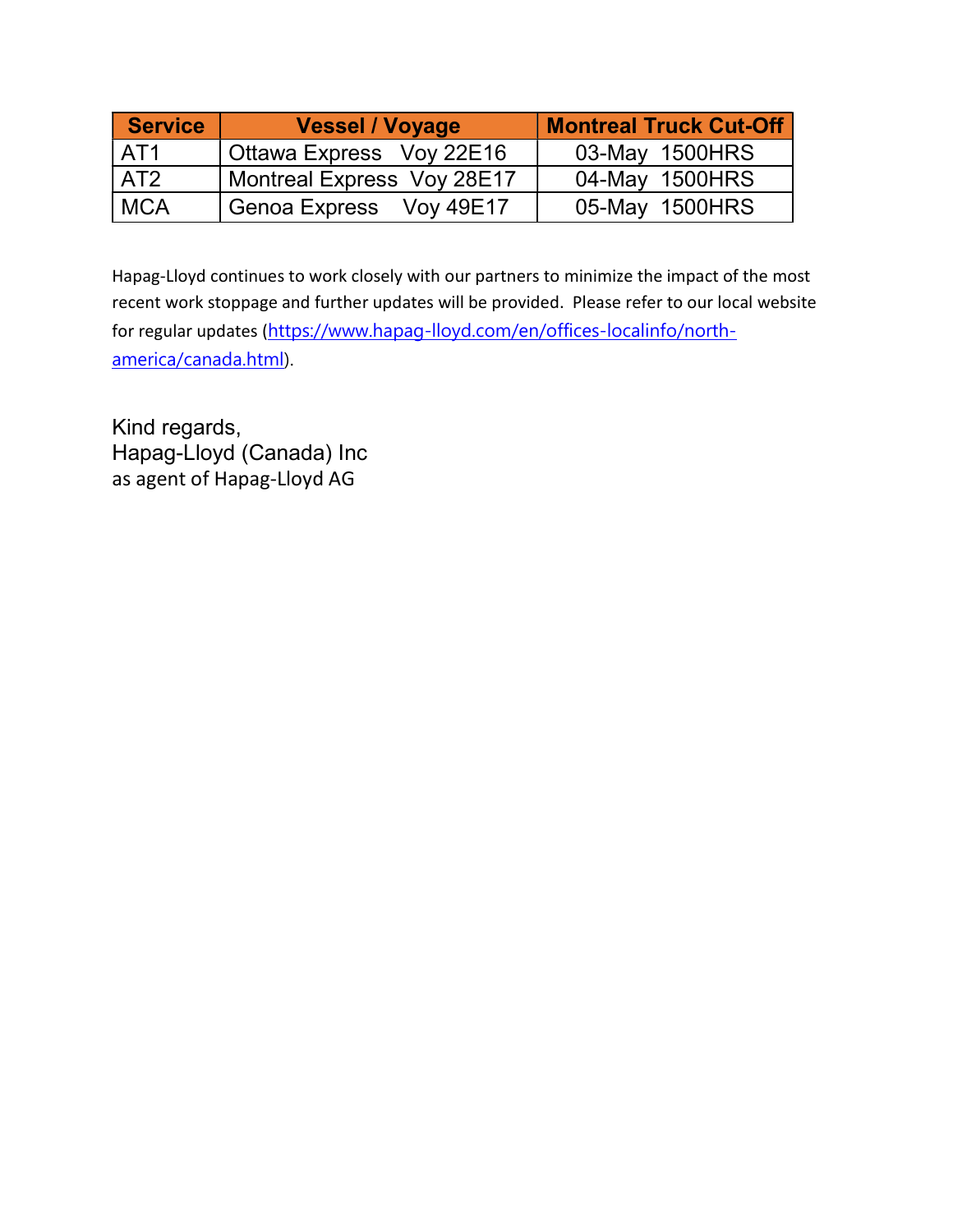| Service | Vessel / Voyage | Montreal Truck Cut-Off |
| --- | --- | --- |
| AT1 | Ottawa Express Voy 22E16 | 03-May 1500HRS |
| AT2 | Montreal Express Voy 28E17 | 04-May 1500HRS |
| MCA | Genoa Express Voy 49E17 | 05-May 1500HRS |

Hapag-Lloyd continues to work closely with our partners to minimize the impact of the most recent work stoppage and further updates will be provided. Please refer to our local website for regular updates ([https://www.hapag-lloyd.com/en/offices-localinfo/north-america/canada.html](https://www.hapag-lloyd.com/en/offices-localinfo/north-america/canada.html)).

Kind regards,
Hapag-Lloyd (Canada) Inc
as agent of Hapag-Lloyd AG